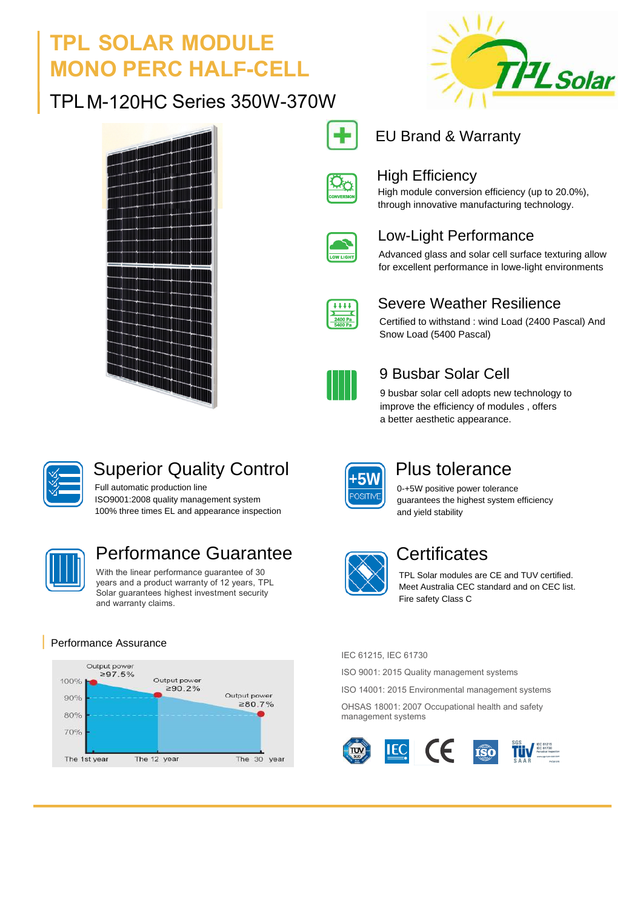# TPL SOLAR MODULE
# MONO PERC HALF-CELL

## TPL M-120HC Series 350W-370W

### EU Brand & Warranty

### High Efficiency

High module conversion efficiency (up to 20.0%), through innovative manufacturing technology.

### Low-Light Performance

Advanced glass and solar cell surface texturing allow for excellent performance in lowe-light environments

### Severe Weather Resilience

Certified to withstand : wind Load (2400 Pascal) And Snow Load (5400 Pascal)

### 9 Busbar Solar Cell

9 busbar solar cell adopts new technology to improve the efficiency of modules , offers a better aesthetic appearance.

### Superior Quality Control

Full automatic production line
ISO9001:2008 quality management system
100% three times EL and appearance inspection

### Plus tolerance

0-+5W positive power tolerance guarantees the highest system efficiency and yield stability

### Performance Guarantee

With the linear performance guarantee of 30 years and a product warranty of 12 years, TPL Solar guarantees highest investment security and warranty claims.

### Certificates

TPL Solar modules are CE and TUV certified.
Meet Australia CEC standard and on CEC list.
Fire safety Class C

### Performance Assurance

- The 1st year: Output power ≥97.5%
- The 12 year: Output power ≥90.2%
- The 30 year: Output power ≥80.7%

IEC 61215, IEC 61730

ISO 9001: 2015 Quality management systems

ISO 14001: 2015 Environmental management systems

OHSAS 18001: 2007 Occupational health and safety management systems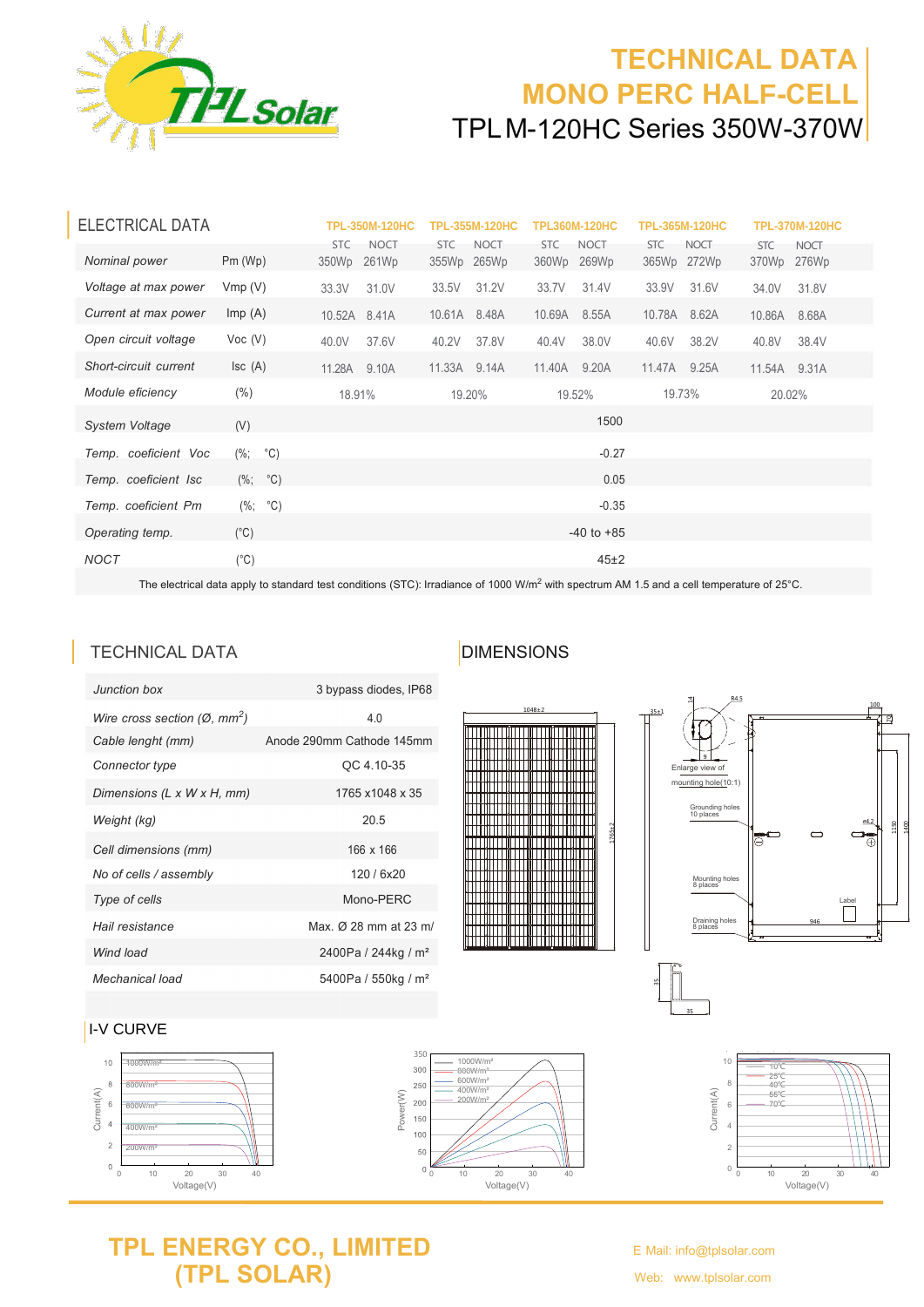# TECHNICAL DATA
# MONO PERC HALF-CELL
## TPL M-120HC Series 350W-370W

## ELECTRICAL DATA

| | | TPL-350M-120HC | | TPL-355M-120HC | | TPL360M-120HC | | TPL-365M-120HC | | TPL-370M-120HC | |
|---|---|---|---|---|---|---|---|---|---|---|---|
| | | STC | NOCT | STC | NOCT | STC | NOCT | STC | NOCT | STC | NOCT |
| *Nominal power* | Pm (Wp) | 350Wp | 261Wp | 355Wp | 265Wp | 360Wp | 269Wp | 365Wp | 272Wp | 370Wp | 276Wp |
| *Voltage at max power* | Vmp (V) | 33.3V | 31.0V | 33.5V | 31.2V | 33.7V | 31.4V | 33.9V | 31.6V | 34.0V | 31.8V |
| *Current at max power* | Imp (A) | 10.52A | 8.41A | 10.61A | 8.48A | 10.69A | 8.55A | 10.78A | 8.62A | 10.86A | 8.68A |
| *Open circuit voltage* | Voc (V) | 40.0V | 37.6V | 40.2V | 37.8V | 40.4V | 38.0V | 40.6V | 38.2V | 40.8V | 38.4V |
| *Short-circuit current* | Isc (A) | 11.28A | 9.10A | 11.33A | 9.14A | 11.40A | 9.20A | 11.47A | 9.25A | 11.54A | 9.31A |
| *Module efficiency* | (%) | 18.91% | | 19.20% | | 19.52% | | 19.73% | | 20.02% | |
| *System Voltage* | (V) | 1500 | | | | | | | | | |
| *Temp. coeficient Voc* | (%; °C) | -0.27 | | | | | | | | | |
| *Temp. coeficient Isc* | (%; °C) | 0.05 | | | | | | | | | |
| *Temp. coeficient Pm* | (%; °C) | -0.35 | | | | | | | | | |
| *Operating temp.* | (°C) | -40 to +85 | | | | | | | | | |
| *NOCT* | (°C) | 45±2 | | | | | | | | | |

The electrical data apply to standard test conditions (STC): Irradiance of 1000 W/m$^2$ with spectrum AM 1.5 and a cell temperature of 25°C.

## TECHNICAL DATA

| | |
|---|---|
| *Junction box* | 3 bypass diodes, IP68 |
| *Wire cross section (Ø, mm$^2$)* | 4.0 |
| *Cable lenght (mm)* | Anode 290mm Cathode 145mm |
| *Connector type* | QC 4.10-35 |
| *Dimensions (L x W x H, mm)* | 1765 x1048 x 35 |
| *Weight (kg)* | 20.5 |
| *Cell dimensions (mm)* | 166 x 166 |
| *No of cells / assembly* | 120 / 6x20 |
| *Type of cells* | Mono-PERC |
| *Hail resistance* | Max. Ø 28 mm at 23 m/ |
| *Wind load* | 2400Pa / 244kg / m² |
| *Mechanical load* | 5400Pa / 550kg / m² |

## DIMENSIONS

1048±2
1765±2
35±1
14
R4.5
9
Enlarge view of mounting hole(10:1)
Grounding holes 10 places
Mounting holes 8 places
Draining holes 8 places
Label
946
1130
1400
ø4.2
100
35
35

## I-V CURVE

Current(A)
1000W/m²
800W/m²
600W/m²
400W/m²
200W/m²
Voltage(V)

Power(W)
1000W/m²
800W/m²
600W/m²
400W/m²
200W/m²
Voltage(V)

Current(A)
10°C
25°C
40°C
55°C
70°C
Voltage(V)

# TPL ENERGY CO., LIMITED (TPL SOLAR)

E Mail: info@tplsolar.com

Web: www.tplsolar.com